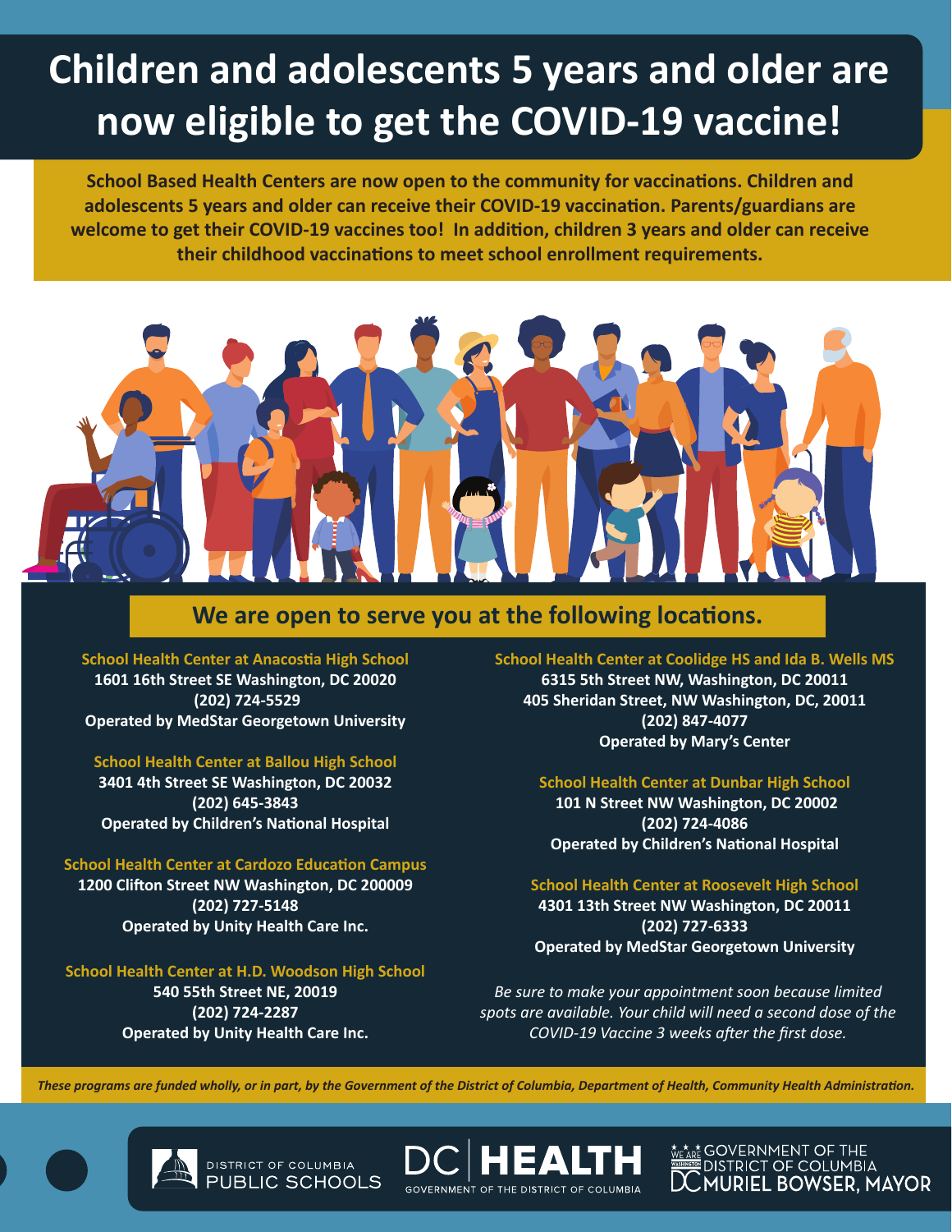# Children and adolescents 5 years and older are now eligible to get the COVID-19 vaccine!

**School Based Health Centers are now open to the community for vaccinations. Children and adolescents 5 years and older can receive their COVID-19 vaccination. Parents/guardians are welcome to get their COVID-19 vaccines too! In addition, children 3 years and older can receive their childhood vaccinations to meet school enrollment requirements.**

## We are open to serve you at the following locations.

**School Health Center at Anacostia High School**
1601 16th Street SE Washington, DC 20020
(202) 724-5529
Operated by MedStar Georgetown University

**School Health Center at Ballou High School**
3401 4th Street SE Washington, DC 20032
(202) 645-3843
Operated by Children's National Hospital

**School Health Center at Cardozo Education Campus**
1200 Clifton Street NW Washington, DC 200009
(202) 727-5148
Operated by Unity Health Care Inc.

**School Health Center at H.D. Woodson High School**
540 55th Street NE, 20019
(202) 724-2287
Operated by Unity Health Care Inc.

**School Health Center at Coolidge HS and Ida B. Wells MS**
6315 5th Street NW, Washington, DC 20011
405 Sheridan Street, NW Washington, DC, 20011
(202) 847-4077
Operated by Mary's Center

**School Health Center at Dunbar High School**
101 N Street NW Washington, DC 20002
(202) 724-4086
Operated by Children's National Hospital

**School Health Center at Roosevelt High School**
4301 13th Street NW Washington, DC 20011
(202) 727-6333
Operated by MedStar Georgetown University

*Be sure to make your appointment soon because limited spots are available. Your child will need a second dose of the COVID-19 Vaccine 3 weeks after the first dose.*

***These programs are funded wholly, or in part, by the Government of the District of Columbia, Department of Health, Community Health Administration.***

DISTRICT OF COLUMBIA PUBLIC SCHOOLS | DC HEALTH GOVERNMENT OF THE DISTRICT OF COLUMBIA | GOVERNMENT OF THE DISTRICT OF COLUMBIA DC MURIEL BOWSER, MAYOR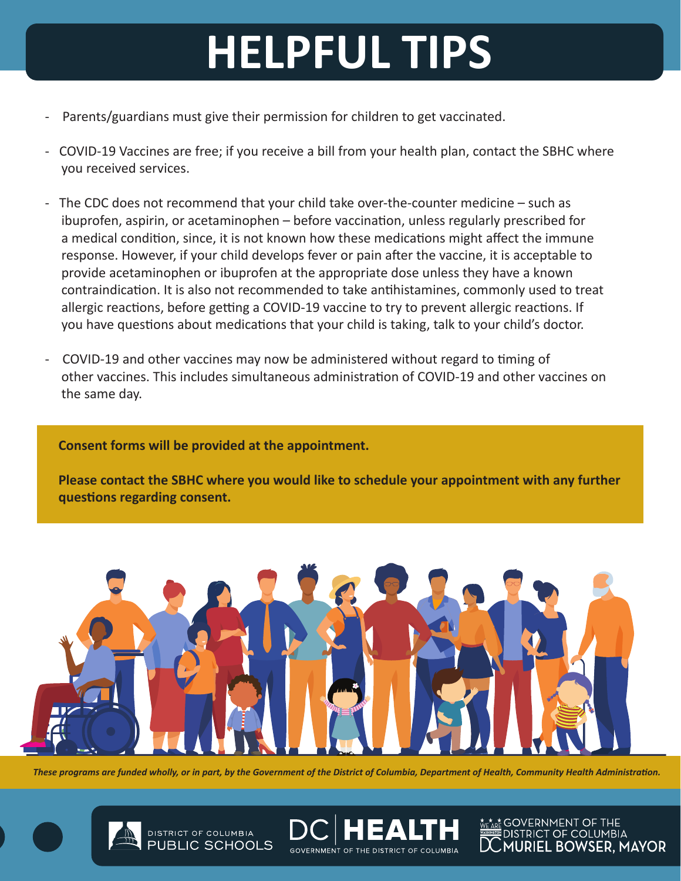# HELPFUL TIPS

- Parents/guardians must give their permission for children to get vaccinated.
- COVID-19 Vaccines are free; if you receive a bill from your health plan, contact the SBHC where you received services.
- The CDC does not recommend that your child take over-the-counter medicine – such as ibuprofen, aspirin, or acetaminophen – before vaccination, unless regularly prescribed for a medical condition, since, it is not known how these medications might affect the immune response. However, if your child develops fever or pain after the vaccine, it is acceptable to provide acetaminophen or ibuprofen at the appropriate dose unless they have a known contraindication. It is also not recommended to take antihistamines, commonly used to treat allergic reactions, before getting a COVID-19 vaccine to try to prevent allergic reactions. If you have questions about medications that your child is taking, talk to your child's doctor.
- COVID-19 and other vaccines may now be administered without regard to timing of other vaccines. This includes simultaneous administration of COVID-19 and other vaccines on the same day.

**Consent forms will be provided at the appointment.**

**Please contact the SBHC where you would like to schedule your appointment with any further questions regarding consent.**

*These programs are funded wholly, or in part, by the Government of the District of Columbia, Department of Health, Community Health Administration.*

DISTRICT OF COLUMBIA PUBLIC SCHOOLS

DC HEALTH GOVERNMENT OF THE DISTRICT OF COLUMBIA

GOVERNMENT OF THE DISTRICT OF COLUMBIA DC MURIEL BOWSER, MAYOR